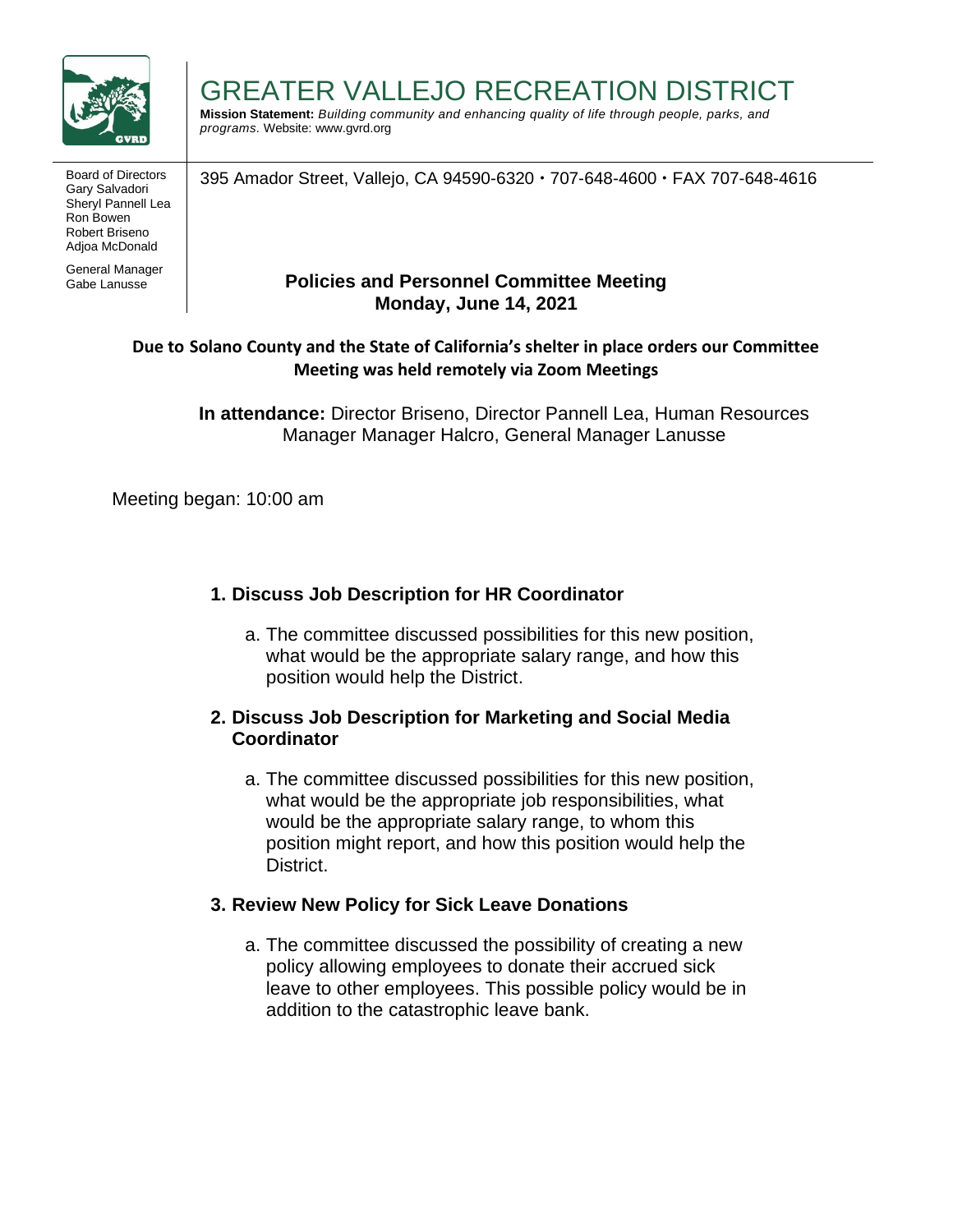# GREATER VALLEJO RECREATION DISTRICT

**Mission Statement:** *Building community and enhancing quality of life through people, parks, and programs.* Website: www.gvrd.org

Board of Directors
Gary Salvadori
Sheryl Pannell Lea
Ron Bowen
Robert Briseno
Adjoa McDonald

General Manager
Gabe Lanusse

395 Amador Street, Vallejo, CA 94590-6320 • 707-648-4600 • FAX 707-648-4616

**Policies and Personnel Committee Meeting**
**Monday, June 14, 2021**

**Due to Solano County and the State of California's shelter in place orders our Committee Meeting was held remotely via Zoom Meetings**

**In attendance:** Director Briseno, Director Pannell Lea, Human Resources Manager Manager Halcro, General Manager Lanusse

Meeting began: 10:00 am

1. **Discuss Job Description for HR Coordinator**
   a. The committee discussed possibilities for this new position, what would be the appropriate salary range, and how this position would help the District.

2. **Discuss Job Description for Marketing and Social Media Coordinator**
   a. The committee discussed possibilities for this new position, what would be the appropriate job responsibilities, what would be the appropriate salary range, to whom this position might report, and how this position would help the District.

3. **Review New Policy for Sick Leave Donations**
   a. The committee discussed the possibility of creating a new policy allowing employees to donate their accrued sick leave to other employees. This possible policy would be in addition to the catastrophic leave bank.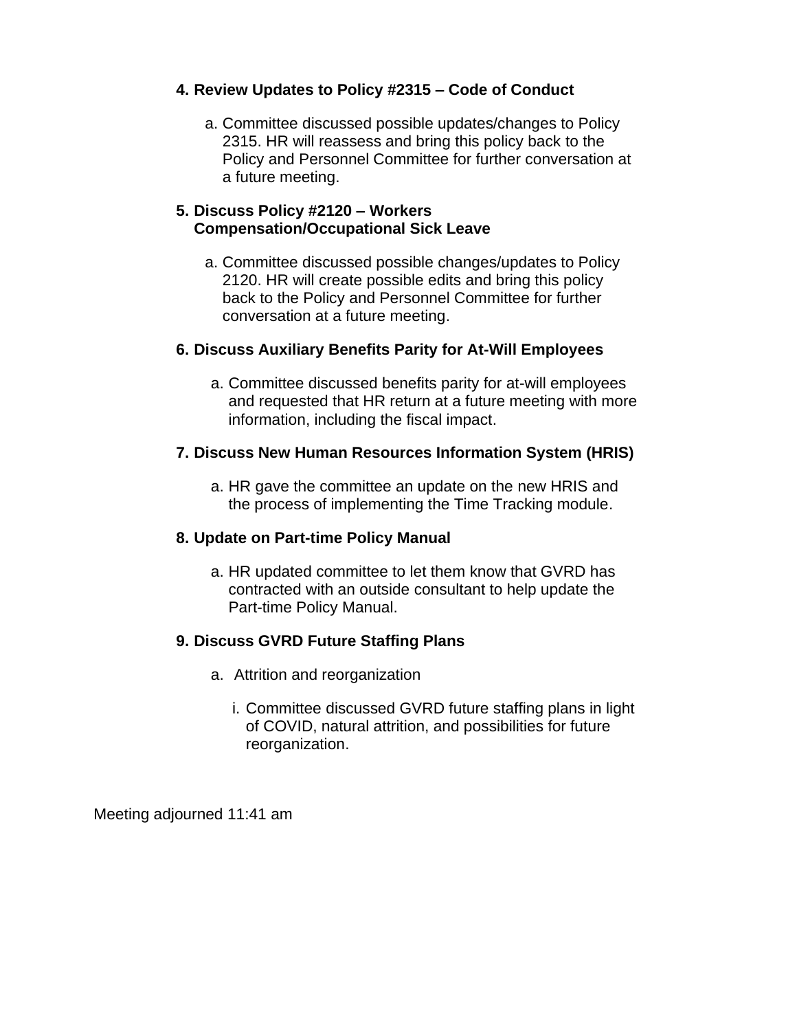4. **Review Updates to Policy #2315 – Code of Conduct**

    a. Committee discussed possible updates/changes to Policy 2315. HR will reassess and bring this policy back to the Policy and Personnel Committee for further conversation at a future meeting.

5. **Discuss Policy #2120 – Workers Compensation/Occupational Sick Leave**

    a. Committee discussed possible changes/updates to Policy 2120. HR will create possible edits and bring this policy back to the Policy and Personnel Committee for further conversation at a future meeting.

6. **Discuss Auxiliary Benefits Parity for At-Will Employees**

    a. Committee discussed benefits parity for at-will employees and requested that HR return at a future meeting with more information, including the fiscal impact.

7. **Discuss New Human Resources Information System (HRIS)**

    a. HR gave the committee an update on the new HRIS and the process of implementing the Time Tracking module.

8. **Update on Part-time Policy Manual**

    a. HR updated committee to let them know that GVRD has contracted with an outside consultant to help update the Part-time Policy Manual.

9. **Discuss GVRD Future Staffing Plans**

    a. Attrition and reorganization

        i. Committee discussed GVRD future staffing plans in light of COVID, natural attrition, and possibilities for future reorganization.

Meeting adjourned 11:41 am